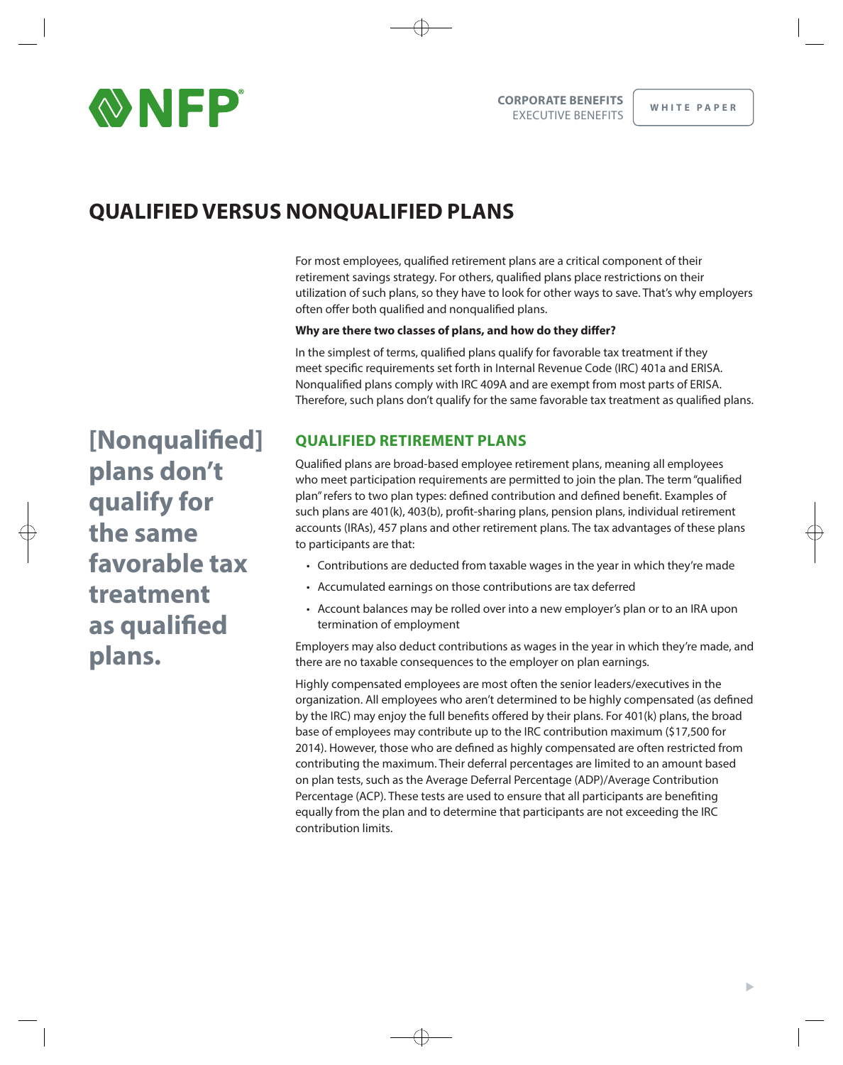CORPORATE BENEFITS
EXECUTIVE BENEFITS

WHITE PAPER

# QUALIFIED VERSUS NONQUALIFIED PLANS

For most employees, qualified retirement plans are a critical component of their retirement savings strategy. For others, qualified plans place restrictions on their utilization of such plans, so they have to look for other ways to save. That's why employers often offer both qualified and nonqualified plans.

**Why are there two classes of plans, and how do they differ?**

In the simplest of terms, qualified plans qualify for favorable tax treatment if they meet specific requirements set forth in Internal Revenue Code (IRC) 401a and ERISA. Nonqualified plans comply with IRC 409A and are exempt from most parts of ERISA. Therefore, such plans don't qualify for the same favorable tax treatment as qualified plans.

**[Nonqualified] plans don't qualify for the same favorable tax treatment as qualified plans.**

## QUALIFIED RETIREMENT PLANS

Qualified plans are broad-based employee retirement plans, meaning all employees who meet participation requirements are permitted to join the plan. The term "qualified plan" refers to two plan types: defined contribution and defined benefit. Examples of such plans are 401(k), 403(b), profit-sharing plans, pension plans, individual retirement accounts (IRAs), 457 plans and other retirement plans. The tax advantages of these plans to participants are that:

- Contributions are deducted from taxable wages in the year in which they're made
- Accumulated earnings on those contributions are tax deferred
- Account balances may be rolled over into a new employer's plan or to an IRA upon termination of employment

Employers may also deduct contributions as wages in the year in which they're made, and there are no taxable consequences to the employer on plan earnings.

Highly compensated employees are most often the senior leaders/executives in the organization. All employees who aren't determined to be highly compensated (as defined by the IRC) may enjoy the full benefits offered by their plans. For 401(k) plans, the broad base of employees may contribute up to the IRC contribution maximum ($17,500 for 2014). However, those who are defined as highly compensated are often restricted from contributing the maximum. Their deferral percentages are limited to an amount based on plan tests, such as the Average Deferral Percentage (ADP)/Average Contribution Percentage (ACP). These tests are used to ensure that all participants are benefiting equally from the plan and to determine that participants are not exceeding the IRC contribution limits.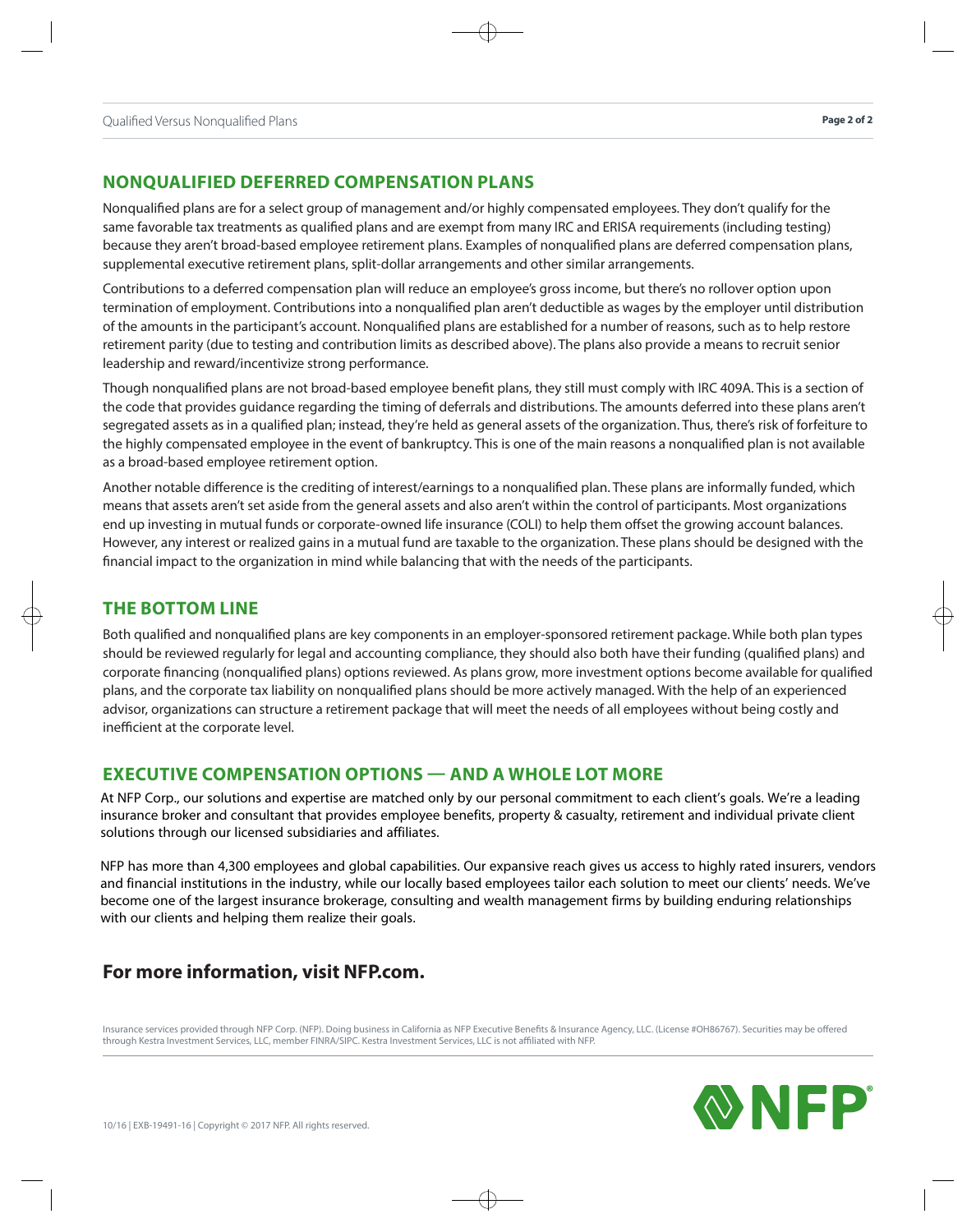## NONQUALIFIED DEFERRED COMPENSATION PLANS

Nonqualified plans are for a select group of management and/or highly compensated employees. They don't qualify for the same favorable tax treatments as qualified plans and are exempt from many IRC and ERISA requirements (including testing) because they aren't broad-based employee retirement plans. Examples of nonqualified plans are deferred compensation plans, supplemental executive retirement plans, split-dollar arrangements and other similar arrangements.

Contributions to a deferred compensation plan will reduce an employee's gross income, but there's no rollover option upon termination of employment. Contributions into a nonqualified plan aren't deductible as wages by the employer until distribution of the amounts in the participant's account. Nonqualified plans are established for a number of reasons, such as to help restore retirement parity (due to testing and contribution limits as described above). The plans also provide a means to recruit senior leadership and reward/incentivize strong performance.

Though nonqualified plans are not broad-based employee benefit plans, they still must comply with IRC 409A. This is a section of the code that provides guidance regarding the timing of deferrals and distributions. The amounts deferred into these plans aren't segregated assets as in a qualified plan; instead, they're held as general assets of the organization. Thus, there's risk of forfeiture to the highly compensated employee in the event of bankruptcy. This is one of the main reasons a nonqualified plan is not available as a broad-based employee retirement option.

Another notable difference is the crediting of interest/earnings to a nonqualified plan. These plans are informally funded, which means that assets aren't set aside from the general assets and also aren't within the control of participants. Most organizations end up investing in mutual funds or corporate-owned life insurance (COLI) to help them offset the growing account balances. However, any interest or realized gains in a mutual fund are taxable to the organization. These plans should be designed with the financial impact to the organization in mind while balancing that with the needs of the participants.

## THE BOTTOM LINE

Both qualified and nonqualified plans are key components in an employer-sponsored retirement package. While both plan types should be reviewed regularly for legal and accounting compliance, they should also both have their funding (qualified plans) and corporate financing (nonqualified plans) options reviewed. As plans grow, more investment options become available for qualified plans, and the corporate tax liability on nonqualified plans should be more actively managed. With the help of an experienced advisor, organizations can structure a retirement package that will meet the needs of all employees without being costly and inefficient at the corporate level.

## EXECUTIVE COMPENSATION OPTIONS — AND A WHOLE LOT MORE

At NFP Corp., our solutions and expertise are matched only by our personal commitment to each client's goals. We're a leading insurance broker and consultant that provides employee benefits, property & casualty, retirement and individual private client solutions through our licensed subsidiaries and affiliates.

NFP has more than 4,300 employees and global capabilities. Our expansive reach gives us access to highly rated insurers, vendors and financial institutions in the industry, while our locally based employees tailor each solution to meet our clients' needs. We've become one of the largest insurance brokerage, consulting and wealth management firms by building enduring relationships with our clients and helping them realize their goals.

## For more information, visit NFP.com.

Insurance services provided through NFP Corp. (NFP). Doing business in California as NFP Executive Benefits & Insurance Agency, LLC. (License #OH86767). Securities may be offered through Kestra Investment Services, LLC, member FINRA/SIPC. Kestra Investment Services, LLC is not affiliated with NFP.

NFP®

10/16 | EXB-19491-16 | Copyright © 2017 NFP. All rights reserved.